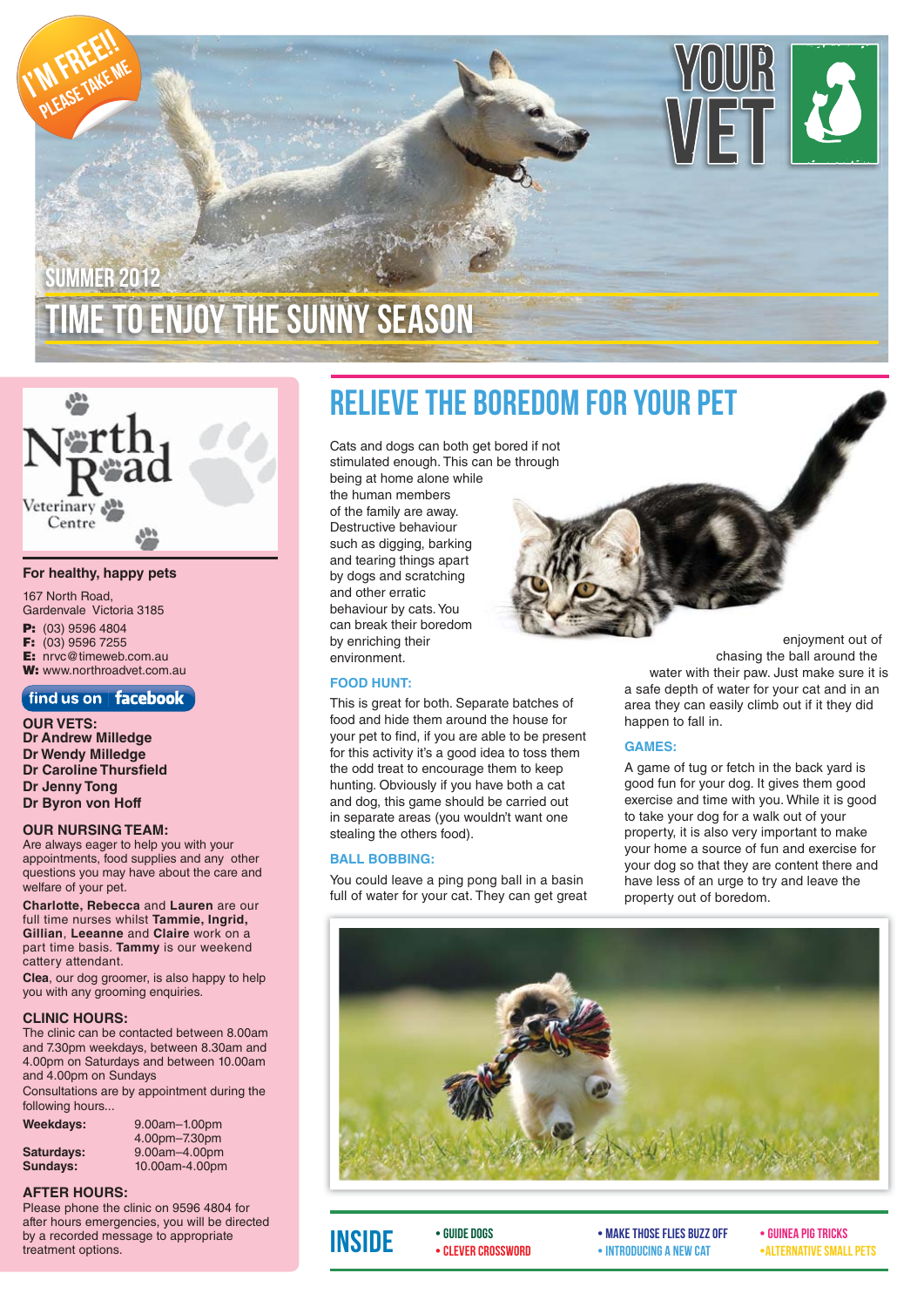I'M FREE!! PLEASE TAKE ME

# YOUR VET

SUMMER 2012

## TIME TO ENJOY THE SUNNY SEASON

North Road Veterinary Centre

**For healthy, happy pets**

167 North Road,
Gardenvale Victoria 3185

**P:** (03) 9596 4804
**F:** (03) 9596 7255
**E:** nrvc@timeweb.com.au
**W:** www.northroadvet.com.au

find us on facebook

**OUR VETS:**
**Dr Andrew Milledge**
**Dr Wendy Milledge**
**Dr Caroline Thursfield**
**Dr Jenny Tong**
**Dr Byron von Hoff**

**OUR NURSING TEAM:**
Are always eager to help you with your appointments, food supplies and any other questions you may have about the care and welfare of your pet.

**Charlotte, Rebecca** and **Lauren** are our full time nurses whilst **Tammie, Ingrid, Gillian**, **Leeanne** and **Claire** work on a part time basis. **Tammy** is our weekend cattery attendant.

**Clea**, our dog groomer, is also happy to help you with any grooming enquiries.

**CLINIC HOURS:**
The clinic can be contacted between 8.00am and 7.30pm weekdays, between 8.30am and 4.00pm on Saturdays and between 10.00am and 4.00pm on Sundays

Consultations are by appointment during the following hours...

| | |
|---|---|
| **Weekdays:** | 9.00am–1.00pm<br>4.00pm–7.30pm |
| **Saturdays:** | 9.00am–4.00pm |
| **Sundays:** | 10.00am-4.00pm |

**AFTER HOURS:**
Please phone the clinic on 9596 4804 for after hours emergencies, you will be directed by a recorded message to appropriate treatment options.

## RELIEVE THE BOREDOM FOR YOUR PET

Cats and dogs can both get bored if not stimulated enough. This can be through being at home alone while the human members of the family are away. Destructive behaviour such as digging, barking and tearing things apart by dogs and scratching and other erratic behaviour by cats. You can break their boredom by enriching their environment.

### FOOD HUNT:

This is great for both. Separate batches of food and hide them around the house for your pet to find, if you are able to be present for this activity it's a good idea to toss them the odd treat to encourage them to keep hunting. Obviously if you have both a cat and dog, this game should be carried out in separate areas (you wouldn't want one stealing the others food).

### BALL BOBBING:

You could leave a ping pong ball in a basin full of water for your cat. They can get great enjoyment out of chasing the ball around the water with their paw. Just make sure it is a safe depth of water for your cat and in an area they can easily climb out if it they did happen to fall in.

### GAMES:

A game of tug or fetch in the back yard is good fun for your dog. It gives them good exercise and time with you. While it is good to take your dog for a walk out of your property, it is also very important to make your home a source of fun and exercise for your dog so that they are content there and have less of an urge to try and leave the property out of boredom.

## INSIDE

- GUIDE DOGS
- CLEVER CROSSWORD
- MAKE THOSE FLIES BUZZ OFF
- INTRODUCING A NEW CAT
- GUINEA PIG TRICKS
- ALTERNATIVE SMALL PETS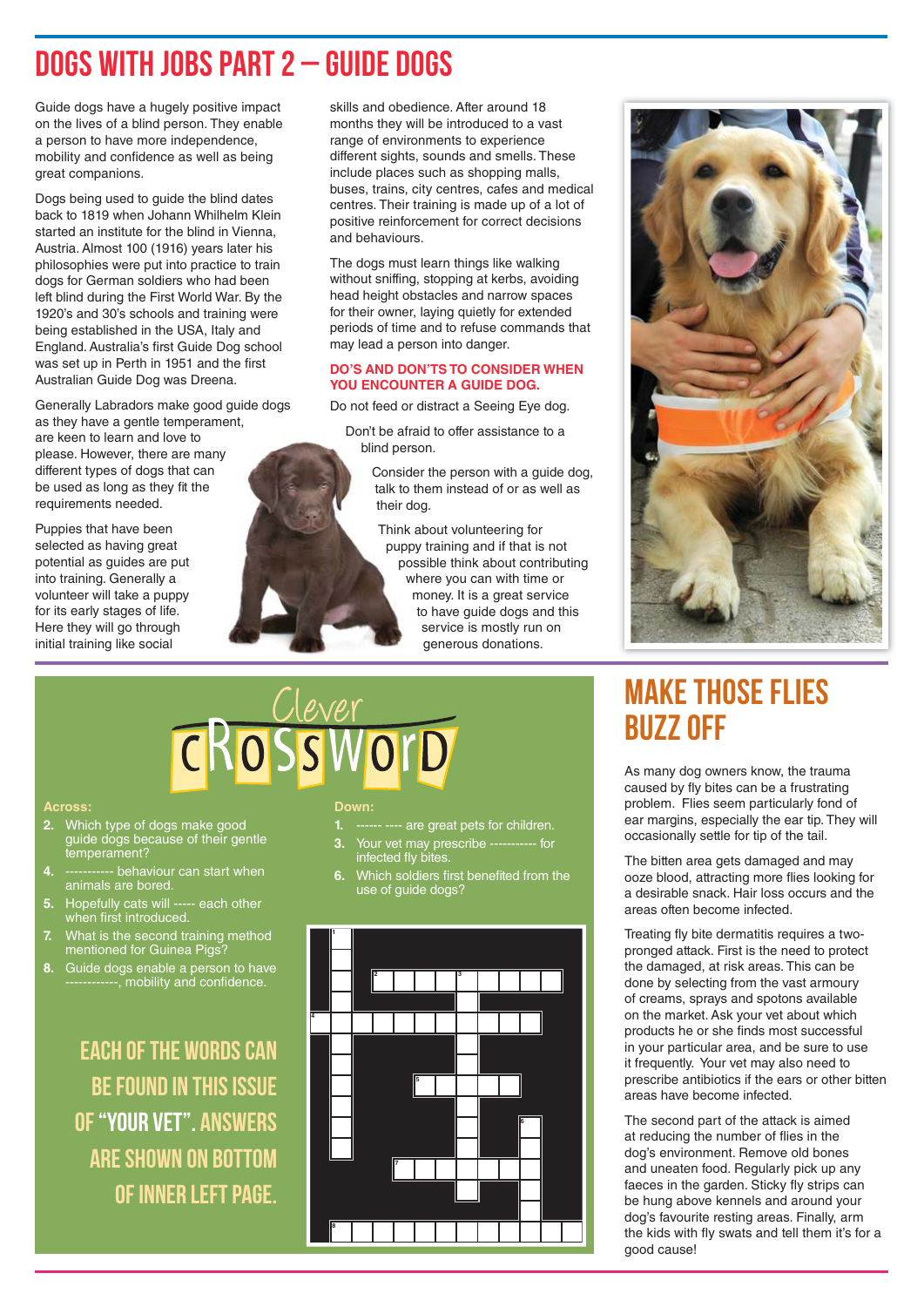# DOGS WITH JOBS PART 2 – GUIDE DOGS

Guide dogs have a hugely positive impact on the lives of a blind person. They enable a person to have more independence, mobility and confidence as well as being great companions.

Dogs being used to guide the blind dates back to 1819 when Johann Whilhelm Klein started an institute for the blind in Vienna, Austria. Almost 100 (1916) years later his philosophies were put into practice to train dogs for German soldiers who had been left blind during the First World War. By the 1920's and 30's schools and training were being established in the USA, Italy and England. Australia's first Guide Dog school was set up in Perth in 1951 and the first Australian Guide Dog was Dreena.

Generally Labradors make good guide dogs as they have a gentle temperament, are keen to learn and love to please. However, there are many different types of dogs that can be used as long as they fit the requirements needed.

Puppies that have been selected as having great potential as guides are put into training. Generally a volunteer will take a puppy for its early stages of life. Here they will go through initial training like social skills and obedience. After around 18 months they will be introduced to a vast range of environments to experience different sights, sounds and smells. These include places such as shopping malls, buses, trains, city centres, cafes and medical centres. Their training is made up of a lot of positive reinforcement for correct decisions and behaviours.

The dogs must learn things like walking without sniffing, stopping at kerbs, avoiding head height obstacles and narrow spaces for their owner, laying quietly for extended periods of time and to refuse commands that may lead a person into danger.

### DO'S AND DON'TS TO CONSIDER WHEN YOU ENCOUNTER A GUIDE DOG.

Do not feed or distract a Seeing Eye dog.

Don't be afraid to offer assistance to a blind person.

Consider the person with a guide dog, talk to them instead of or as well as their dog.

Think about volunteering for puppy training and if that is not possible think about contributing where you can with time or money. It is a great service to have guide dogs and this service is mostly run on generous donations.

## Clever CROSSWORD

**Across:**

2. Which type of dogs make good guide dogs because of their gentle temperament?
4. ----------- behaviour can start when animals are bored.
5. Hopefully cats will ----- each other when first introduced.
7. What is the second training method mentioned for Guinea Pigs?
8. Guide dogs enable a person to have ------------, mobility and confidence.

**Down:**

1. ------ ---- are great pets for children.
3. Your vet may prescribe ----------- for infected fly bites.
6. Which soldiers first benefited from the use of guide dogs?

EACH OF THE WORDS CAN BE FOUND IN THIS ISSUE OF "YOUR VET". ANSWERS ARE SHOWN ON BOTTOM OF INNER LEFT PAGE.

# MAKE THOSE FLIES BUZZ OFF

As many dog owners know, the trauma caused by fly bites can be a frustrating problem. Flies seem particularly fond of ear margins, especially the ear tip. They will occasionally settle for tip of the tail.

The bitten area gets damaged and may ooze blood, attracting more flies looking for a desirable snack. Hair loss occurs and the areas often become infected.

Treating fly bite dermatitis requires a two-pronged attack. First is the need to protect the damaged, at risk areas. This can be done by selecting from the vast armoury of creams, sprays and spotons available on the market. Ask your vet about which products he or she finds most successful in your particular area, and be sure to use it frequently. Your vet may also need to prescribe antibiotics if the ears or other bitten areas have become infected.

The second part of the attack is aimed at reducing the number of flies in the dog's environment. Remove old bones and uneaten food. Regularly pick up any faeces in the garden. Sticky fly strips can be hung above kennels and around your dog's favourite resting areas. Finally, arm the kids with fly swats and tell them it's for a good cause!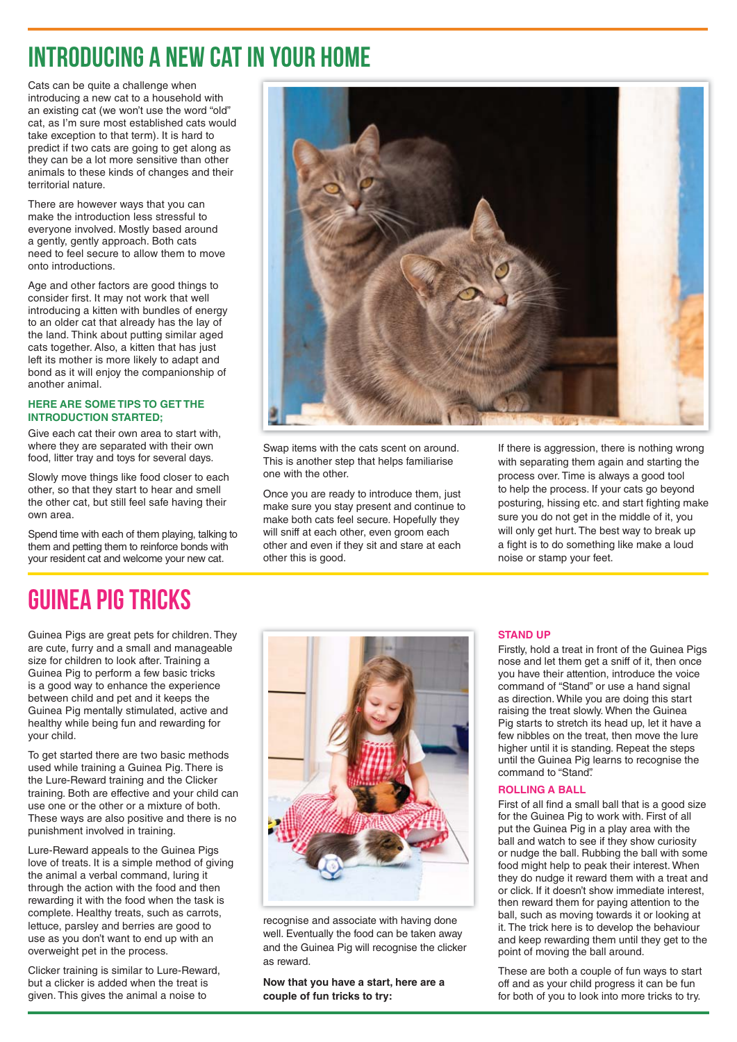# INTRODUCING A NEW CAT IN YOUR HOME

Cats can be quite a challenge when introducing a new cat to a household with an existing cat (we won't use the word "old" cat, as I'm sure most established cats would take exception to that term). It is hard to predict if two cats are going to get along as they can be a lot more sensitive than other animals to these kinds of changes and their territorial nature.

There are however ways that you can make the introduction less stressful to everyone involved. Mostly based around a gently, gently approach. Both cats need to feel secure to allow them to move onto introductions.

Age and other factors are good things to consider first. It may not work that well introducing a kitten with bundles of energy to an older cat that already has the lay of the land. Think about putting similar aged cats together. Also, a kitten that has just left its mother is more likely to adapt and bond as it will enjoy the companionship of another animal.

### HERE ARE SOME TIPS TO GET THE INTRODUCTION STARTED;

Give each cat their own area to start with, where they are separated with their own food, litter tray and toys for several days.

Slowly move things like food closer to each other, so that they start to hear and smell the other cat, but still feel safe having their own area.

Spend time with each of them playing, talking to them and petting them to reinforce bonds with your resident cat and welcome your new cat.

Swap items with the cats scent on around. This is another step that helps familiarise one with the other.

Once you are ready to introduce them, just make sure you stay present and continue to make both cats feel secure. Hopefully they will sniff at each other, even groom each other and even if they sit and stare at each other this is good.

If there is aggression, there is nothing wrong with separating them again and starting the process over. Time is always a good tool to help the process. If your cats go beyond posturing, hissing etc. and start fighting make sure you do not get in the middle of it, you will only get hurt. The best way to break up a fight is to do something like make a loud noise or stamp your feet.

# GUINEA PIG TRICKS

Guinea Pigs are great pets for children. They are cute, furry and a small and manageable size for children to look after. Training a Guinea Pig to perform a few basic tricks is a good way to enhance the experience between child and pet and it keeps the Guinea Pig mentally stimulated, active and healthy while being fun and rewarding for your child.

To get started there are two basic methods used while training a Guinea Pig. There is the Lure-Reward training and the Clicker training. Both are effective and your child can use one or the other or a mixture of both. These ways are also positive and there is no punishment involved in training.

Lure-Reward appeals to the Guinea Pigs love of treats. It is a simple method of giving the animal a verbal command, luring it through the action with the food and then rewarding it with the food when the task is complete. Healthy treats, such as carrots, lettuce, parsley and berries are good to use as you don't want to end up with an overweight pet in the process.

Clicker training is similar to Lure-Reward, but a clicker is added when the treat is given. This gives the animal a noise to recognise and associate with having done well. Eventually the food can be taken away and the Guinea Pig will recognise the clicker as reward.

**Now that you have a start, here are a couple of fun tricks to try:**

### STAND UP

Firstly, hold a treat in front of the Guinea Pigs nose and let them get a sniff of it, then once you have their attention, introduce the voice command of "Stand" or use a hand signal as direction. While you are doing this start raising the treat slowly. When the Guinea Pig starts to stretch its head up, let it have a few nibbles on the treat, then move the lure higher until it is standing. Repeat the steps until the Guinea Pig learns to recognise the command to "Stand".

### ROLLING A BALL

First of all find a small ball that is a good size for the Guinea Pig to work with. First of all put the Guinea Pig in a play area with the ball and watch to see if they show curiosity or nudge the ball. Rubbing the ball with some food might help to peak their interest. When they do nudge it reward them with a treat and or click. If it doesn't show immediate interest, then reward them for paying attention to the ball, such as moving towards it or looking at it. The trick here is to develop the behaviour and keep rewarding them until they get to the point of moving the ball around.

These are both a couple of fun ways to start off and as your child progress it can be fun for both of you to look into more tricks to try.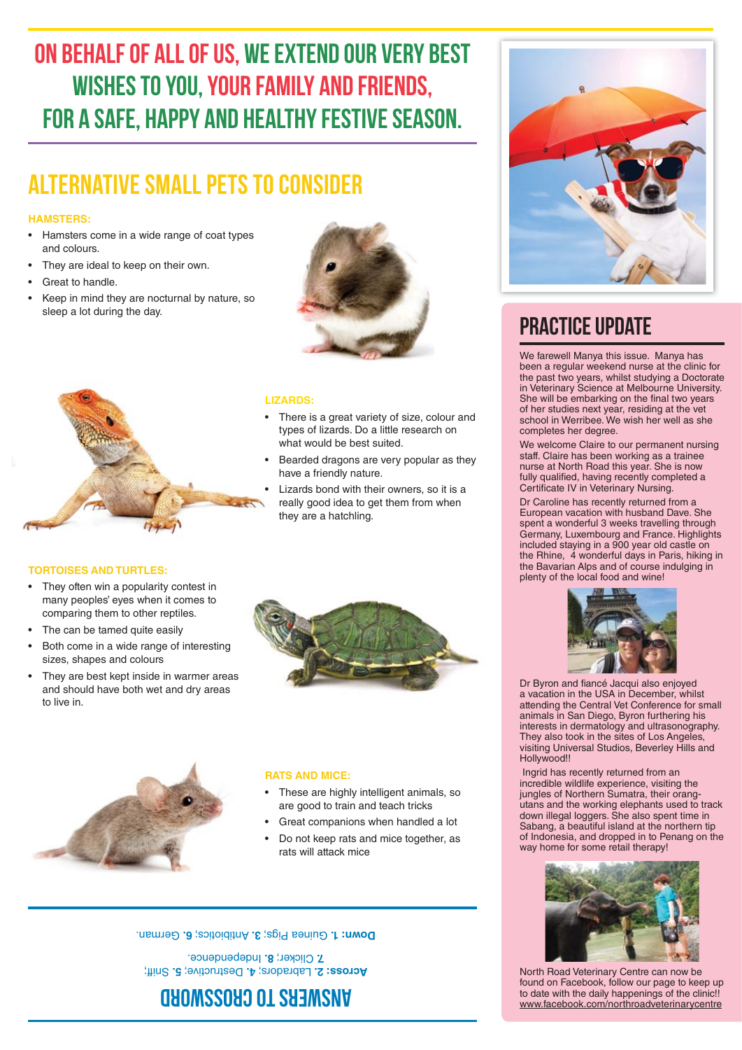# ON BEHALF OF ALL OF US, WE EXTEND OUR VERY BEST WISHES TO YOU, YOUR FAMILY AND FRIENDS, FOR A SAFE, HAPPY AND HEALTHY FESTIVE SEASON.

## ALTERNATIVE SMALL PETS TO CONSIDER

### HAMSTERS:

- Hamsters come in a wide range of coat types and colours.
- They are ideal to keep on their own.
- Great to handle.
- Keep in mind they are nocturnal by nature, so sleep a lot during the day.

### LIZARDS:

- There is a great variety of size, colour and types of lizards. Do a little research on what would be best suited.
- Bearded dragons are very popular as they have a friendly nature.
- Lizards bond with their owners, so it is a really good idea to get them from when they are a hatchling.

### TORTOISES AND TURTLES:

- They often win a popularity contest in many peoples' eyes when it comes to comparing them to other reptiles.
- The can be tamed quite easily
- Both come in a wide range of interesting sizes, shapes and colours
- They are best kept inside in warmer areas and should have both wet and dry areas to live in.

### RATS AND MICE:

- These are highly intelligent animals, so are good to train and teach tricks
- Great companions when handled a lot
- Do not keep rats and mice together, as rats will attack mice

## ANSWERS TO CROSSWORD

**Across: 2.** Labradors; **4.** Destructive; **5.** Sniff; **7.** Clicker; **8.** Independence.

**Down: 1.** Guinea Pigs; **3.** Antibiotics; **6.** German.

## PRACTICE UPDATE

We farewell Manya this issue. Manya has been a regular weekend nurse at the clinic for the past two years, whilst studying a Doctorate in Veterinary Science at Melbourne University. She will be embarking on the final two years of her studies next year, residing at the vet school in Werribee. We wish her well as she completes her degree.

We welcome Claire to our permanent nursing staff. Claire has been working as a trainee nurse at North Road this year. She is now fully qualified, having recently completed a Certificate IV in Veterinary Nursing.

Dr Caroline has recently returned from a European vacation with husband Dave. She spent a wonderful 3 weeks travelling through Germany, Luxembourg and France. Highlights included staying in a 900 year old castle on the Rhine, 4 wonderful days in Paris, hiking in the Bavarian Alps and of course indulging in plenty of the local food and wine!

Dr Byron and fiancé Jacqui also enjoyed a vacation in the USA in December, whilst attending the Central Vet Conference for small animals in San Diego, Byron furthering his interests in dermatology and ultrasonography. They also took in the sites of Los Angeles, visiting Universal Studios, Beverley Hills and Hollywood!!

Ingrid has recently returned from an incredible wildlife experience, visiting the jungles of Northern Sumatra, their orang-utans and the working elephants used to track down illegal loggers. She also spent time in Sabang, a beautiful island at the northern tip of Indonesia, and dropped in to Penang on the way home for some retail therapy!

North Road Veterinary Centre can now be found on Facebook, follow our page to keep up to date with the daily happenings of the clinic!! www.facebook.com/northroadveterinarycentre